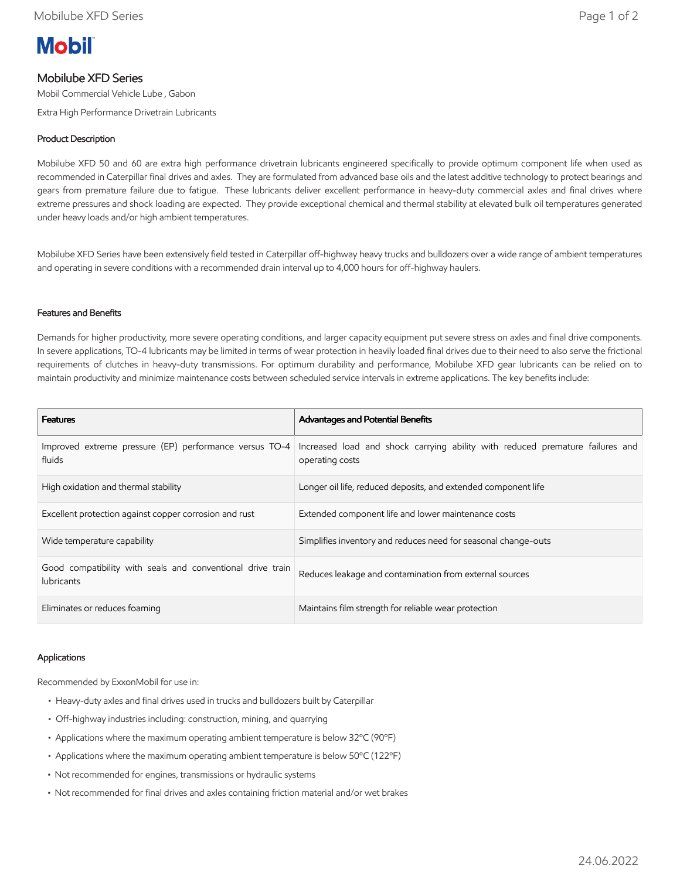# Mobilube XFD Series

Mobil Commercial Vehicle Lube , Gabon

Extra High Performance Drivetrain Lubricants

## Product Description

Mobilube XFD 50 and 60 are extra high performance drivetrain lubricants engineered specifically to provide optimum component life when used as recommended in Caterpillar final drives and axles. They are formulated from advanced base oils and the latest additive technology to protect bearings and gears from premature failure due to fatigue. These lubricants deliver excellent performance in heavy-duty commercial axles and final drives where extreme pressures and shock loading are expected. They provide exceptional chemical and thermal stability at elevated bulk oil temperatures generated under heavy loads and/or high ambient temperatures.

Mobilube XFD Series have been extensively field tested in Caterpillar off-highway heavy trucks and bulldozers over a wide range of ambient temperatures and operating in severe conditions with a recommended drain interval up to 4,000 hours for off-highway haulers.

## Features and Benefits

Demands for higher productivity, more severe operating conditions, and larger capacity equipment put severe stress on axles and final drive components. In severe applications, TO-4 lubricants may be limited in terms of wear protection in heavily loaded final drives due to their need to also serve the frictional requirements of clutches in heavy-duty transmissions. For optimum durability and performance, Mobilube XFD gear lubricants can be relied on to maintain productivity and minimize maintenance costs between scheduled service intervals in extreme applications. The key benefits include:

| Features | Advantages and Potential Benefits |
|---|---|
| Improved extreme pressure (EP) performance versus TO-4 fluids | Increased load and shock carrying ability with reduced premature failures and operating costs |
| High oxidation and thermal stability | Longer oil life, reduced deposits, and extended component life |
| Excellent protection against copper corrosion and rust | Extended component life and lower maintenance costs |
| Wide temperature capability | Simplifies inventory and reduces need for seasonal change-outs |
| Good compatibility with seals and conventional drive train lubricants | Reduces leakage and contamination from external sources |
| Eliminates or reduces foaming | Maintains film strength for reliable wear protection |

## Applications

Recommended by ExxonMobil for use in:

- Heavy-duty axles and final drives used in trucks and bulldozers built by Caterpillar
- Off-highway industries including: construction, mining, and quarrying
- Applications where the maximum operating ambient temperature is below 32ºC (90ºF)
- Applications where the maximum operating ambient temperature is below 50ºC (122ºF)
- Not recommended for engines, transmissions or hydraulic systems
- Not recommended for final drives and axles containing friction material and/or wet brakes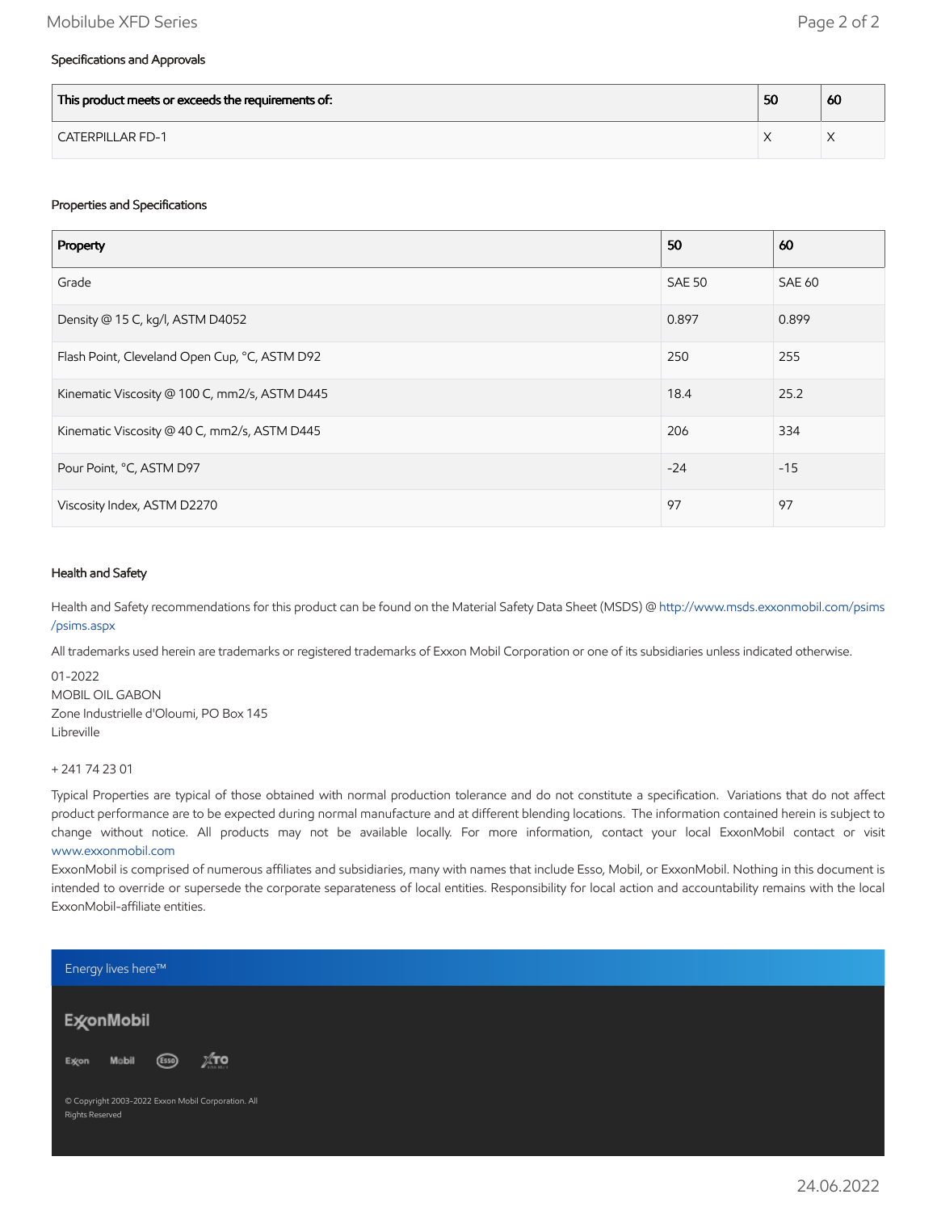### Specifications and Approvals

| This product meets or exceeds the requirements of: | 50 | 60 |
|---|---|---|
| CATERPILLAR FD-1 | X | X |

### Properties and Specifications

| Property | 50 | 60 |
|---|---|---|
| Grade | SAE 50 | SAE 60 |
| Density @ 15 C, kg/l, ASTM D4052 | 0.897 | 0.899 |
| Flash Point, Cleveland Open Cup, °C, ASTM D92 | 250 | 255 |
| Kinematic Viscosity @ 100 C, mm2/s, ASTM D445 | 18.4 | 25.2 |
| Kinematic Viscosity @ 40 C, mm2/s, ASTM D445 | 206 | 334 |
| Pour Point, °C, ASTM D97 | -24 | -15 |
| Viscosity Index, ASTM D2270 | 97 | 97 |

### Health and Safety

Health and Safety recommendations for this product can be found on the Material Safety Data Sheet (MSDS) @ http://www.msds.exxonmobil.com/psims/psims.aspx

All trademarks used herein are trademarks or registered trademarks of Exxon Mobil Corporation or one of its subsidiaries unless indicated otherwise.

01-2022
MOBIL OIL GABON
Zone Industrielle d'Oloumi, PO Box 145
Libreville

+ 241 74 23 01

Typical Properties are typical of those obtained with normal production tolerance and do not constitute a specification. Variations that do not affect product performance are to be expected during normal manufacture and at different blending locations. The information contained herein is subject to change without notice. All products may not be available locally. For more information, contact your local ExxonMobil contact or visit www.exxonmobil.com

ExxonMobil is comprised of numerous affiliates and subsidiaries, many with names that include Esso, Mobil, or ExxonMobil. Nothing in this document is intended to override or supersede the corporate separateness of local entities. Responsibility for local action and accountability remains with the local ExxonMobil-affiliate entities.

Energy lives here™

ExxonMobil

Exxon Mobil Esso XTO

© Copyright 2003-2022 Exxon Mobil Corporation. All Rights Reserved